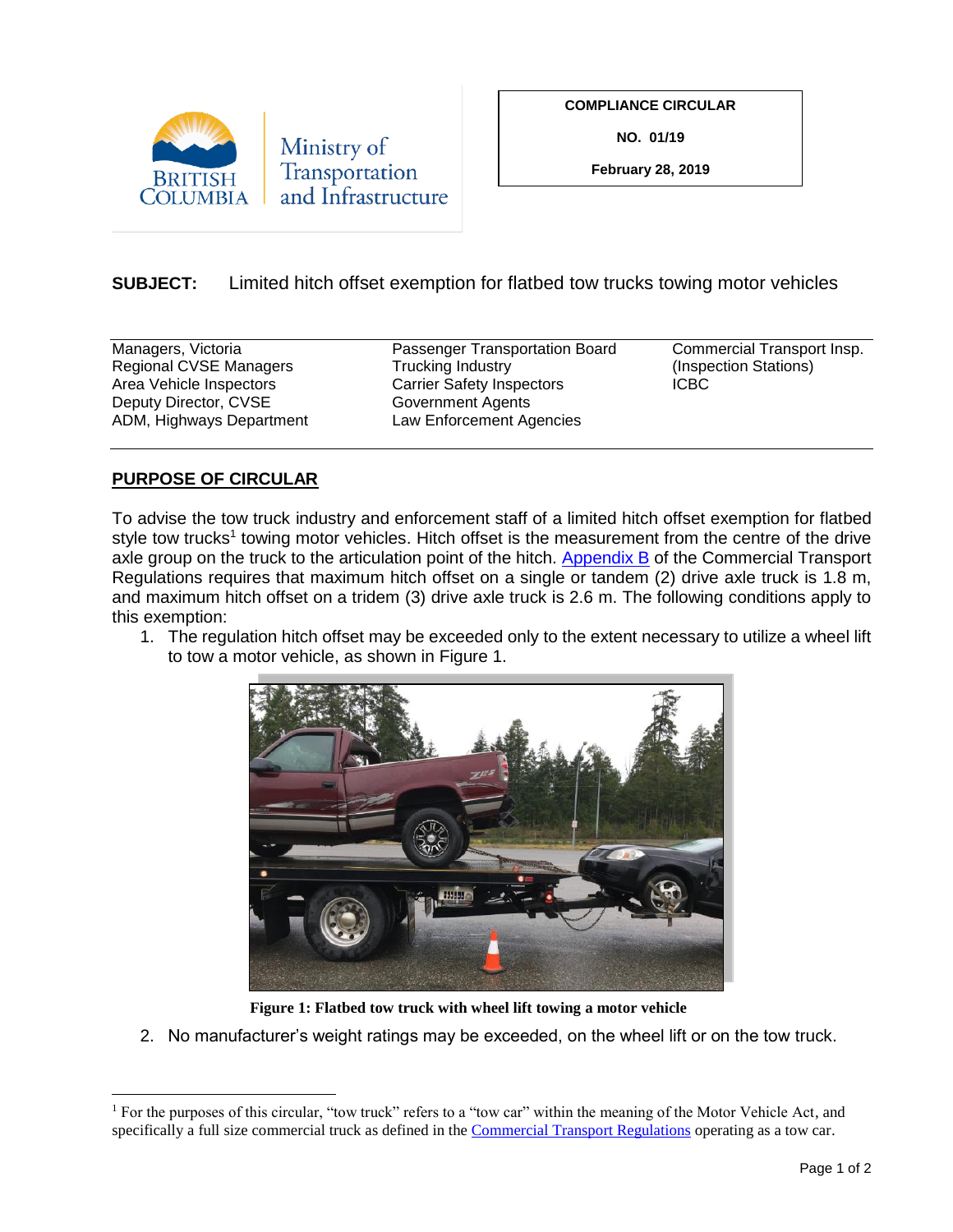**COMPLIANCE CIRCULAR**

**NO. 01/19**

**February 28, 2019**

**SUBJECT:** Limited hitch offset exemption for flatbed tow trucks towing motor vehicles

| | | |
|---|---|---|
| Managers, Victoria | Passenger Transportation Board | Commercial Transport Insp. |
| Regional CVSE Managers | Trucking Industry | (Inspection Stations) |
| Area Vehicle Inspectors | Carrier Safety Inspectors | ICBC |
| Deputy Director, CVSE | Government Agents | |
| ADM, Highways Department | Law Enforcement Agencies | |

## PURPOSE OF CIRCULAR

To advise the tow truck industry and enforcement staff of a limited hitch offset exemption for flatbed style tow trucks[1] towing motor vehicles. Hitch offset is the measurement from the centre of the drive axle group on the truck to the articulation point of the hitch. Appendix B of the Commercial Transport Regulations requires that maximum hitch offset on a single or tandem (2) drive axle truck is 1.8 m, and maximum hitch offset on a tridem (3) drive axle truck is 2.6 m. The following conditions apply to this exemption:

1. The regulation hitch offset may be exceeded only to the extent necessary to utilize a wheel lift to tow a motor vehicle, as shown in Figure 1.

**Figure 1: Flatbed tow truck with wheel lift towing a motor vehicle**

2. No manufacturer's weight ratings may be exceeded, on the wheel lift or on the tow truck.

[1] For the purposes of this circular, "tow truck" refers to a "tow car" within the meaning of the Motor Vehicle Act, and specifically a full size commercial truck as defined in the Commercial Transport Regulations operating as a tow car.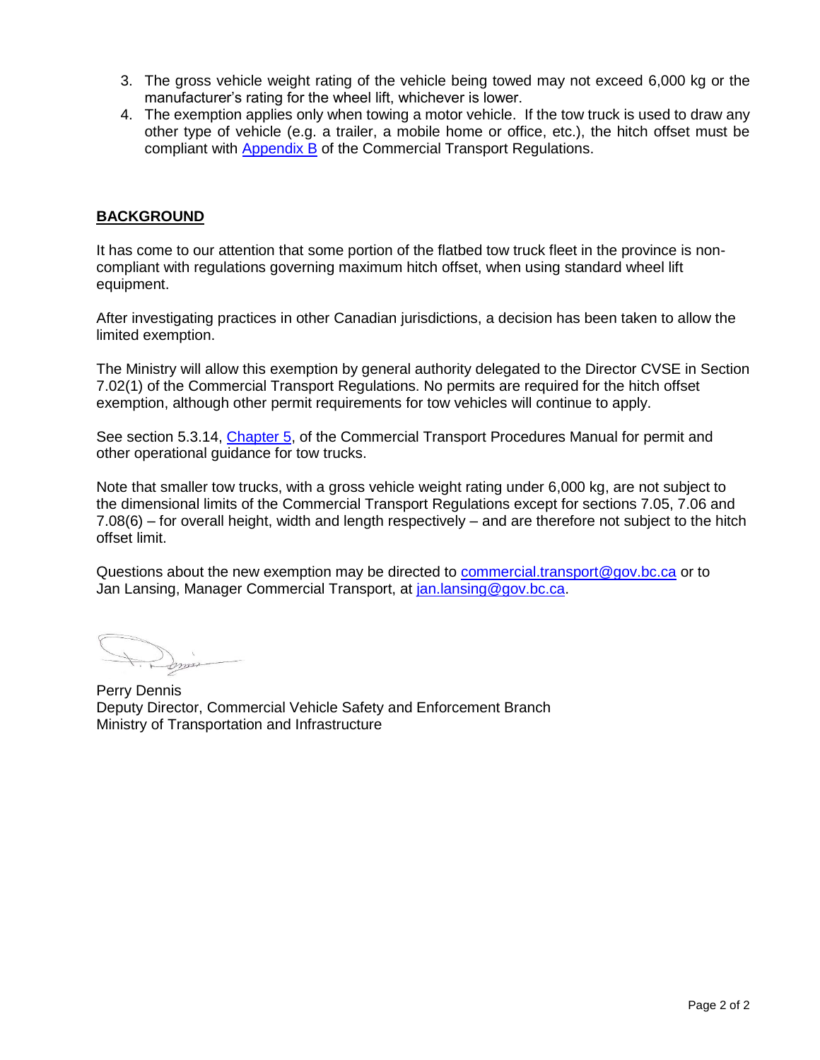3. The gross vehicle weight rating of the vehicle being towed may not exceed 6,000 kg or the manufacturer's rating for the wheel lift, whichever is lower.
4. The exemption applies only when towing a motor vehicle. If the tow truck is used to draw any other type of vehicle (e.g. a trailer, a mobile home or office, etc.), the hitch offset must be compliant with Appendix B of the Commercial Transport Regulations.

## BACKGROUND

It has come to our attention that some portion of the flatbed tow truck fleet in the province is non-compliant with regulations governing maximum hitch offset, when using standard wheel lift equipment.

After investigating practices in other Canadian jurisdictions, a decision has been taken to allow the limited exemption.

The Ministry will allow this exemption by general authority delegated to the Director CVSE in Section 7.02(1) of the Commercial Transport Regulations. No permits are required for the hitch offset exemption, although other permit requirements for tow vehicles will continue to apply.

See section 5.3.14, Chapter 5, of the Commercial Transport Procedures Manual for permit and other operational guidance for tow trucks.

Note that smaller tow trucks, with a gross vehicle weight rating under 6,000 kg, are not subject to the dimensional limits of the Commercial Transport Regulations except for sections 7.05, 7.06 and 7.08(6) – for overall height, width and length respectively – and are therefore not subject to the hitch offset limit.

Questions about the new exemption may be directed to commercial.transport@gov.bc.ca or to Jan Lansing, Manager Commercial Transport, at jan.lansing@gov.bc.ca.

Perry Dennis
Deputy Director, Commercial Vehicle Safety and Enforcement Branch
Ministry of Transportation and Infrastructure